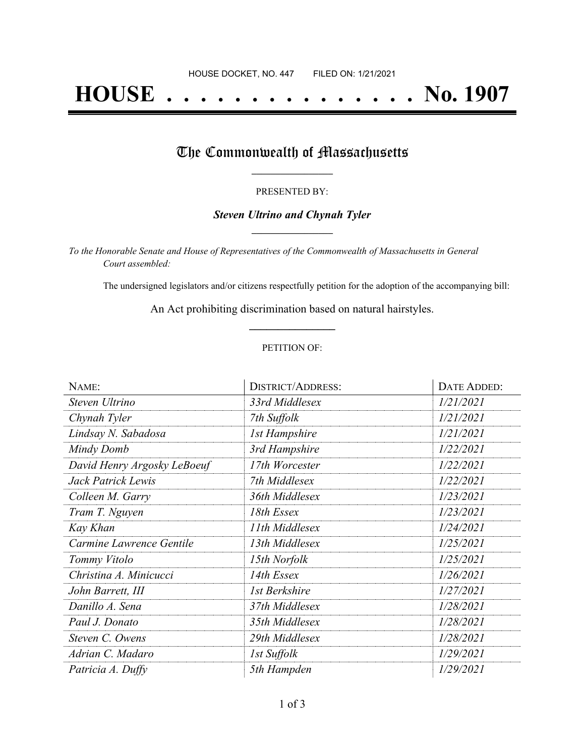HOUSE DOCKET, NO. 447 FILED ON: 1/21/2021

# HOUSE . . . . . . . . . . . . . . . No. 1907

## The Commonwealth of Massachusetts

PRESENTED BY:

***Steven Ultrino and Chynah Tyler***

*To the Honorable Senate and House of Representatives of the Commonwealth of Massachusetts in General Court assembled:*

The undersigned legislators and/or citizens respectfully petition for the adoption of the accompanying bill:

An Act prohibiting discrimination based on natural hairstyles.

PETITION OF:

| NAME: | DISTRICT/ADDRESS: | DATE ADDED: |
| --- | --- | --- |
| *Steven Ultrino* | *33rd Middlesex* | *1/21/2021* |
| *Chynah Tyler* | *7th Suffolk* | *1/21/2021* |
| *Lindsay N. Sabadosa* | *1st Hampshire* | *1/21/2021* |
| *Mindy Domb* | *3rd Hampshire* | *1/22/2021* |
| *David Henry Argosky LeBoeuf* | *17th Worcester* | *1/22/2021* |
| *Jack Patrick Lewis* | *7th Middlesex* | *1/22/2021* |
| *Colleen M. Garry* | *36th Middlesex* | *1/23/2021* |
| *Tram T. Nguyen* | *18th Essex* | *1/23/2021* |
| *Kay Khan* | *11th Middlesex* | *1/24/2021* |
| *Carmine Lawrence Gentile* | *13th Middlesex* | *1/25/2021* |
| *Tommy Vitolo* | *15th Norfolk* | *1/25/2021* |
| *Christina A. Minicucci* | *14th Essex* | *1/26/2021* |
| *John Barrett, III* | *1st Berkshire* | *1/27/2021* |
| *Danillo A. Sena* | *37th Middlesex* | *1/28/2021* |
| *Paul J. Donato* | *35th Middlesex* | *1/28/2021* |
| *Steven C. Owens* | *29th Middlesex* | *1/28/2021* |
| *Adrian C. Madaro* | *1st Suffolk* | *1/29/2021* |
| *Patricia A. Duffy* | *5th Hampden* | *1/29/2021* |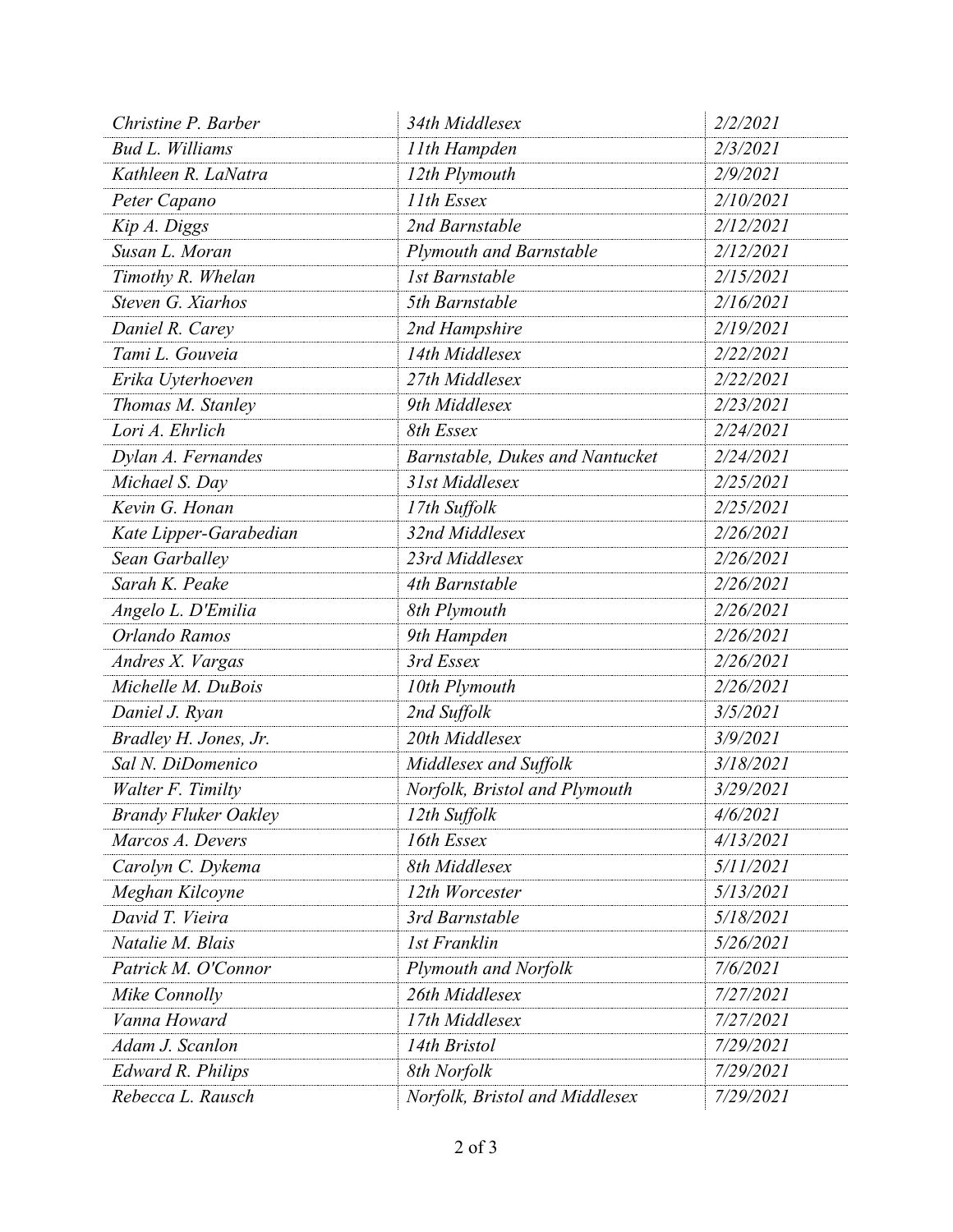| | | |
|---|---|---|
| *Christine P. Barber* | *34th Middlesex* | *2/2/2021* |
| *Bud L. Williams* | *11th Hampden* | *2/3/2021* |
| *Kathleen R. LaNatra* | *12th Plymouth* | *2/9/2021* |
| *Peter Capano* | *11th Essex* | *2/10/2021* |
| *Kip A. Diggs* | *2nd Barnstable* | *2/12/2021* |
| *Susan L. Moran* | *Plymouth and Barnstable* | *2/12/2021* |
| *Timothy R. Whelan* | *1st Barnstable* | *2/15/2021* |
| *Steven G. Xiarhos* | *5th Barnstable* | *2/16/2021* |
| *Daniel R. Carey* | *2nd Hampshire* | *2/19/2021* |
| *Tami L. Gouveia* | *14th Middlesex* | *2/22/2021* |
| *Erika Uyterhoeven* | *27th Middlesex* | *2/22/2021* |
| *Thomas M. Stanley* | *9th Middlesex* | *2/23/2021* |
| *Lori A. Ehrlich* | *8th Essex* | *2/24/2021* |
| *Dylan A. Fernandes* | *Barnstable, Dukes and Nantucket* | *2/24/2021* |
| *Michael S. Day* | *31st Middlesex* | *2/25/2021* |
| *Kevin G. Honan* | *17th Suffolk* | *2/25/2021* |
| *Kate Lipper-Garabedian* | *32nd Middlesex* | *2/26/2021* |
| *Sean Garballey* | *23rd Middlesex* | *2/26/2021* |
| *Sarah K. Peake* | *4th Barnstable* | *2/26/2021* |
| *Angelo L. D'Emilia* | *8th Plymouth* | *2/26/2021* |
| *Orlando Ramos* | *9th Hampden* | *2/26/2021* |
| *Andres X. Vargas* | *3rd Essex* | *2/26/2021* |
| *Michelle M. DuBois* | *10th Plymouth* | *2/26/2021* |
| *Daniel J. Ryan* | *2nd Suffolk* | *3/5/2021* |
| *Bradley H. Jones, Jr.* | *20th Middlesex* | *3/9/2021* |
| *Sal N. DiDomenico* | *Middlesex and Suffolk* | *3/18/2021* |
| *Walter F. Timilty* | *Norfolk, Bristol and Plymouth* | *3/29/2021* |
| *Brandy Fluker Oakley* | *12th Suffolk* | *4/6/2021* |
| *Marcos A. Devers* | *16th Essex* | *4/13/2021* |
| *Carolyn C. Dykema* | *8th Middlesex* | *5/11/2021* |
| *Meghan Kilcoyne* | *12th Worcester* | *5/13/2021* |
| *David T. Vieira* | *3rd Barnstable* | *5/18/2021* |
| *Natalie M. Blais* | *1st Franklin* | *5/26/2021* |
| *Patrick M. O'Connor* | *Plymouth and Norfolk* | *7/6/2021* |
| *Mike Connolly* | *26th Middlesex* | *7/27/2021* |
| *Vanna Howard* | *17th Middlesex* | *7/27/2021* |
| *Adam J. Scanlon* | *14th Bristol* | *7/29/2021* |
| *Edward R. Philips* | *8th Norfolk* | *7/29/2021* |
| *Rebecca L. Rausch* | *Norfolk, Bristol and Middlesex* | *7/29/2021* |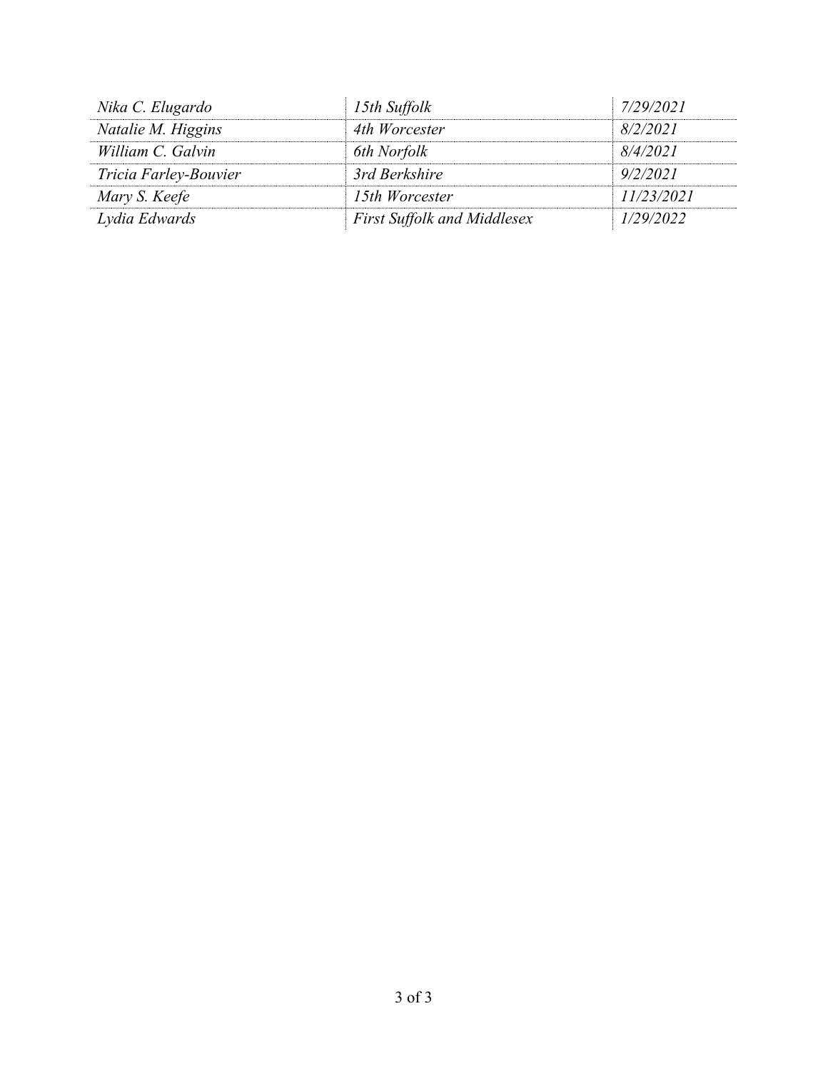| | | |
|---|---|---|
| *Nika C. Elugardo* | *15th Suffolk* | *7/29/2021* |
| *Natalie M. Higgins* | *4th Worcester* | *8/2/2021* |
| *William C. Galvin* | *6th Norfolk* | *8/4/2021* |
| *Tricia Farley-Bouvier* | *3rd Berkshire* | *9/2/2021* |
| *Mary S. Keefe* | *15th Worcester* | *11/23/2021* |
| *Lydia Edwards* | *First Suffolk and Middlesex* | *1/29/2022* |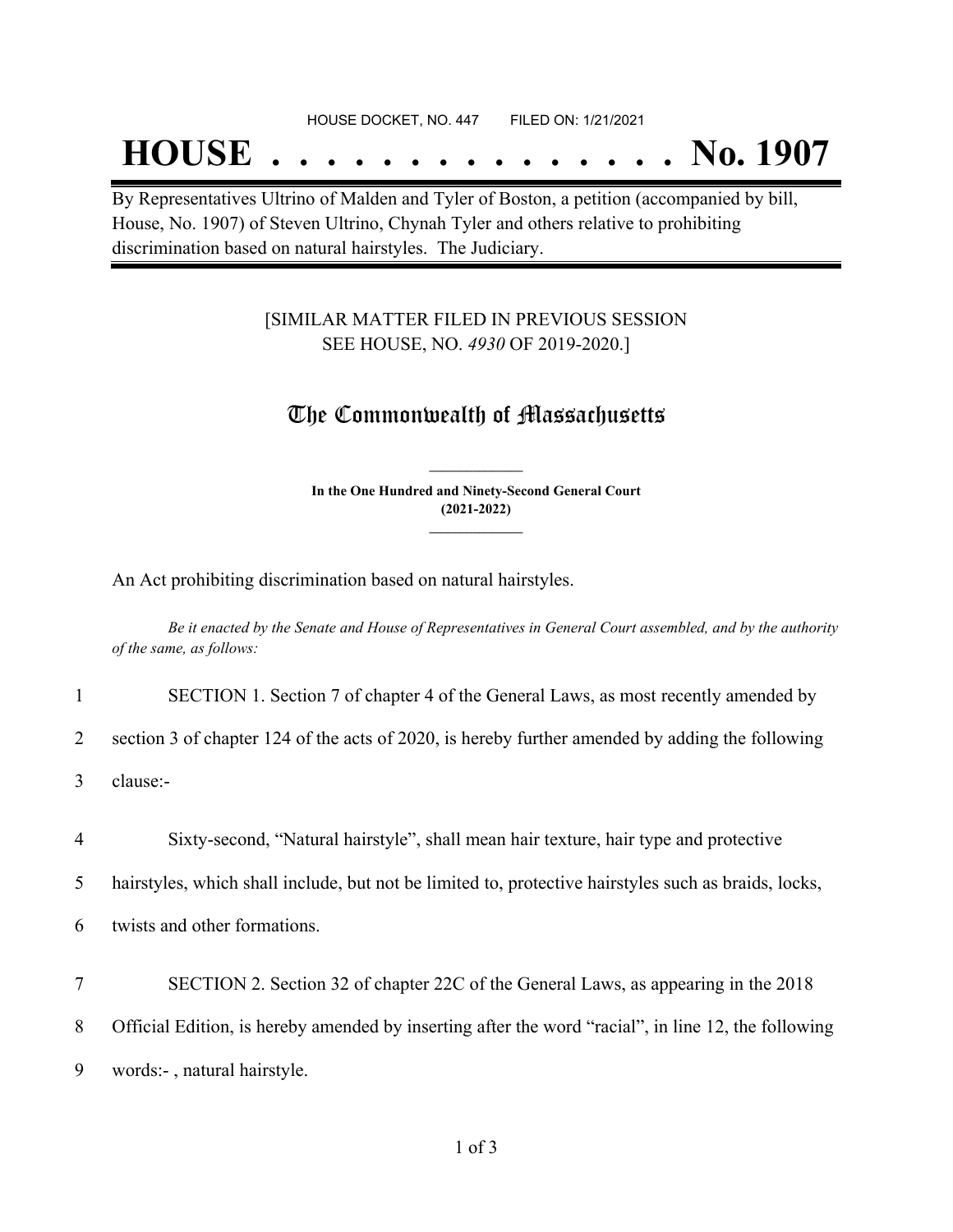HOUSE DOCKET, NO. 447 FILED ON: 1/21/2021

# HOUSE . . . . . . . . . . . . . . . No. 1907

By Representatives Ultrino of Malden and Tyler of Boston, a petition (accompanied by bill, House, No. 1907) of Steven Ultrino, Chynah Tyler and others relative to prohibiting discrimination based on natural hairstyles. The Judiciary.

[SIMILAR MATTER FILED IN PREVIOUS SESSION SEE HOUSE, NO. *4930* OF 2019-2020.]

## The Commonwealth of Massachusetts

**In the One Hundred and Ninety-Second General Court (2021-2022)**

An Act prohibiting discrimination based on natural hairstyles.

*Be it enacted by the Senate and House of Representatives in General Court assembled, and by the authority of the same, as follows:*

1 SECTION 1. Section 7 of chapter 4 of the General Laws, as most recently amended by
2 section 3 of chapter 124 of the acts of 2020, is hereby further amended by adding the following
3 clause:-

4 Sixty-second, "Natural hairstyle", shall mean hair texture, hair type and protective
5 hairstyles, which shall include, but not be limited to, protective hairstyles such as braids, locks,
6 twists and other formations.

7 SECTION 2. Section 32 of chapter 22C of the General Laws, as appearing in the 2018
8 Official Edition, is hereby amended by inserting after the word "racial", in line 12, the following
9 words:- , natural hairstyle.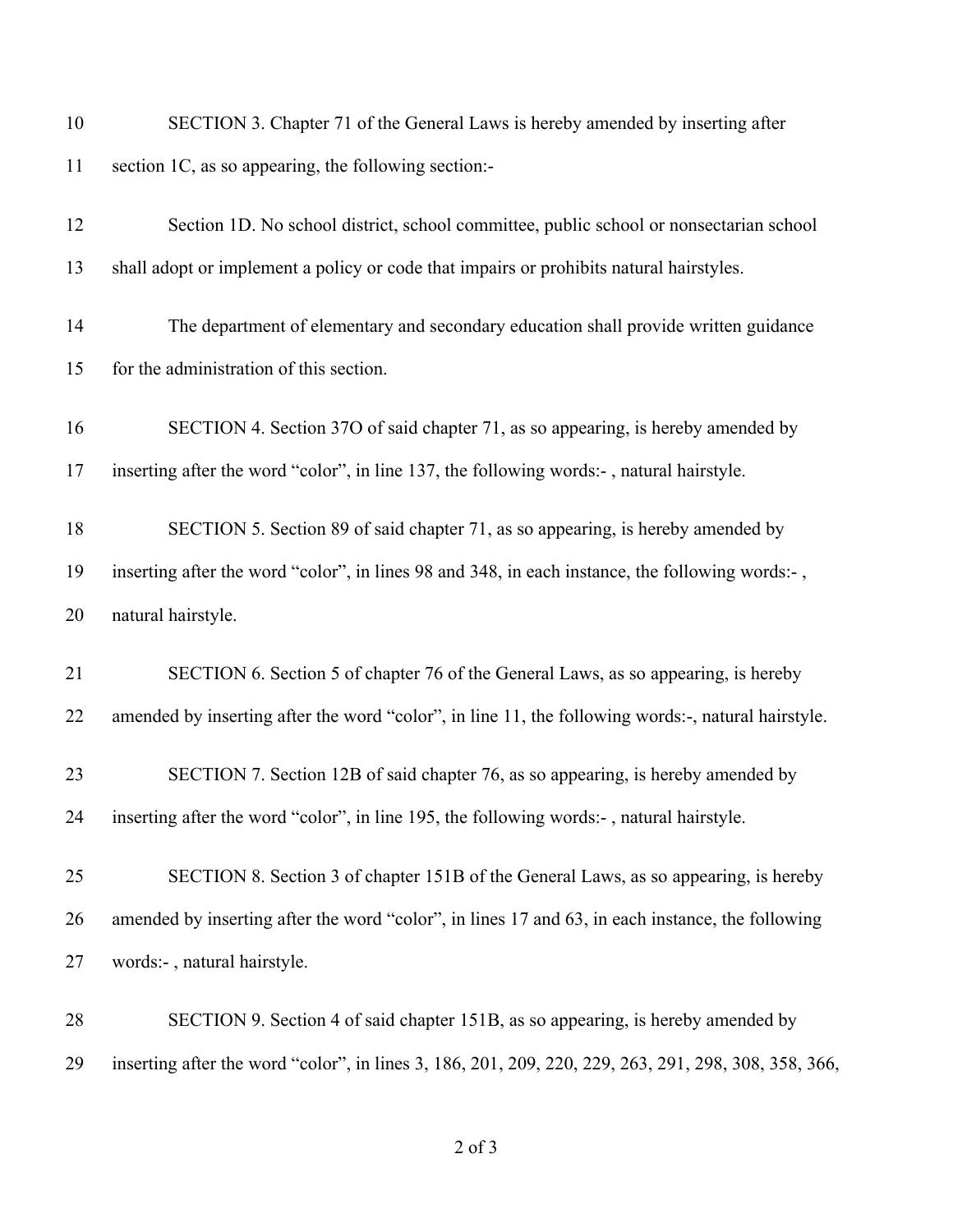SECTION 3. Chapter 71 of the General Laws is hereby amended by inserting after section 1C, as so appearing, the following section:-

Section 1D. No school district, school committee, public school or nonsectarian school shall adopt or implement a policy or code that impairs or prohibits natural hairstyles.

The department of elementary and secondary education shall provide written guidance for the administration of this section.

SECTION 4. Section 37O of said chapter 71, as so appearing, is hereby amended by inserting after the word "color", in line 137, the following words:- , natural hairstyle.

SECTION 5. Section 89 of said chapter 71, as so appearing, is hereby amended by inserting after the word "color", in lines 98 and 348, in each instance, the following words:- , natural hairstyle.

SECTION 6. Section 5 of chapter 76 of the General Laws, as so appearing, is hereby amended by inserting after the word "color", in line 11, the following words:-, natural hairstyle.

SECTION 7. Section 12B of said chapter 76, as so appearing, is hereby amended by inserting after the word "color", in line 195, the following words:- , natural hairstyle.

SECTION 8. Section 3 of chapter 151B of the General Laws, as so appearing, is hereby amended by inserting after the word "color", in lines 17 and 63, in each instance, the following words:- , natural hairstyle.

SECTION 9. Section 4 of said chapter 151B, as so appearing, is hereby amended by inserting after the word "color", in lines 3, 186, 201, 209, 220, 229, 263, 291, 298, 308, 358, 366,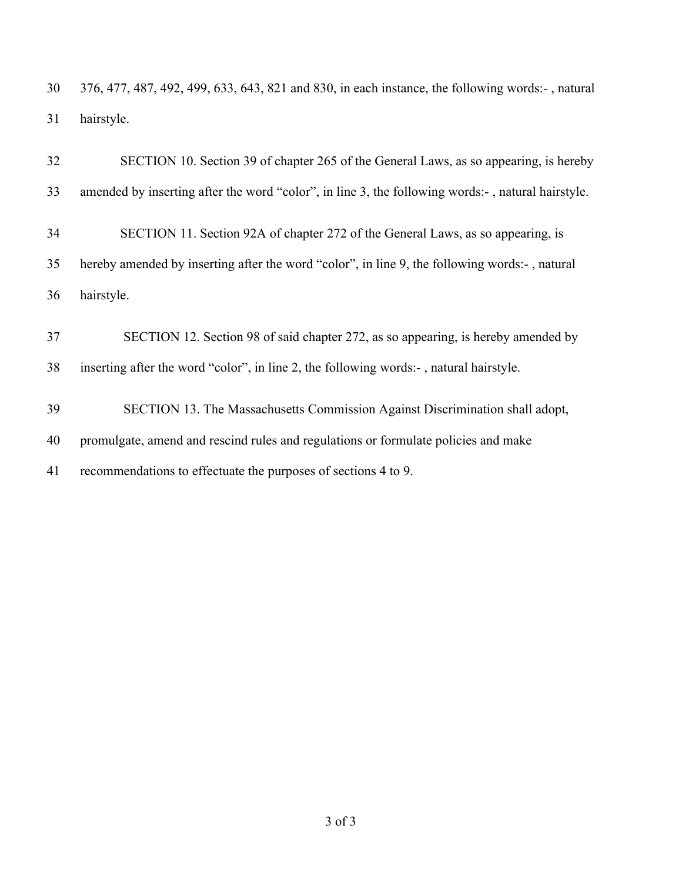376, 477, 487, 492, 499, 633, 643, 821 and 830, in each instance, the following words:- , natural hairstyle.

SECTION 10. Section 39 of chapter 265 of the General Laws, as so appearing, is hereby amended by inserting after the word “color”, in line 3, the following words:- , natural hairstyle.

SECTION 11. Section 92A of chapter 272 of the General Laws, as so appearing, is hereby amended by inserting after the word “color”, in line 9, the following words:- , natural hairstyle.

SECTION 12. Section 98 of said chapter 272, as so appearing, is hereby amended by inserting after the word “color”, in line 2, the following words:- , natural hairstyle.

SECTION 13. The Massachusetts Commission Against Discrimination shall adopt, promulgate, amend and rescind rules and regulations or formulate policies and make recommendations to effectuate the purposes of sections 4 to 9.